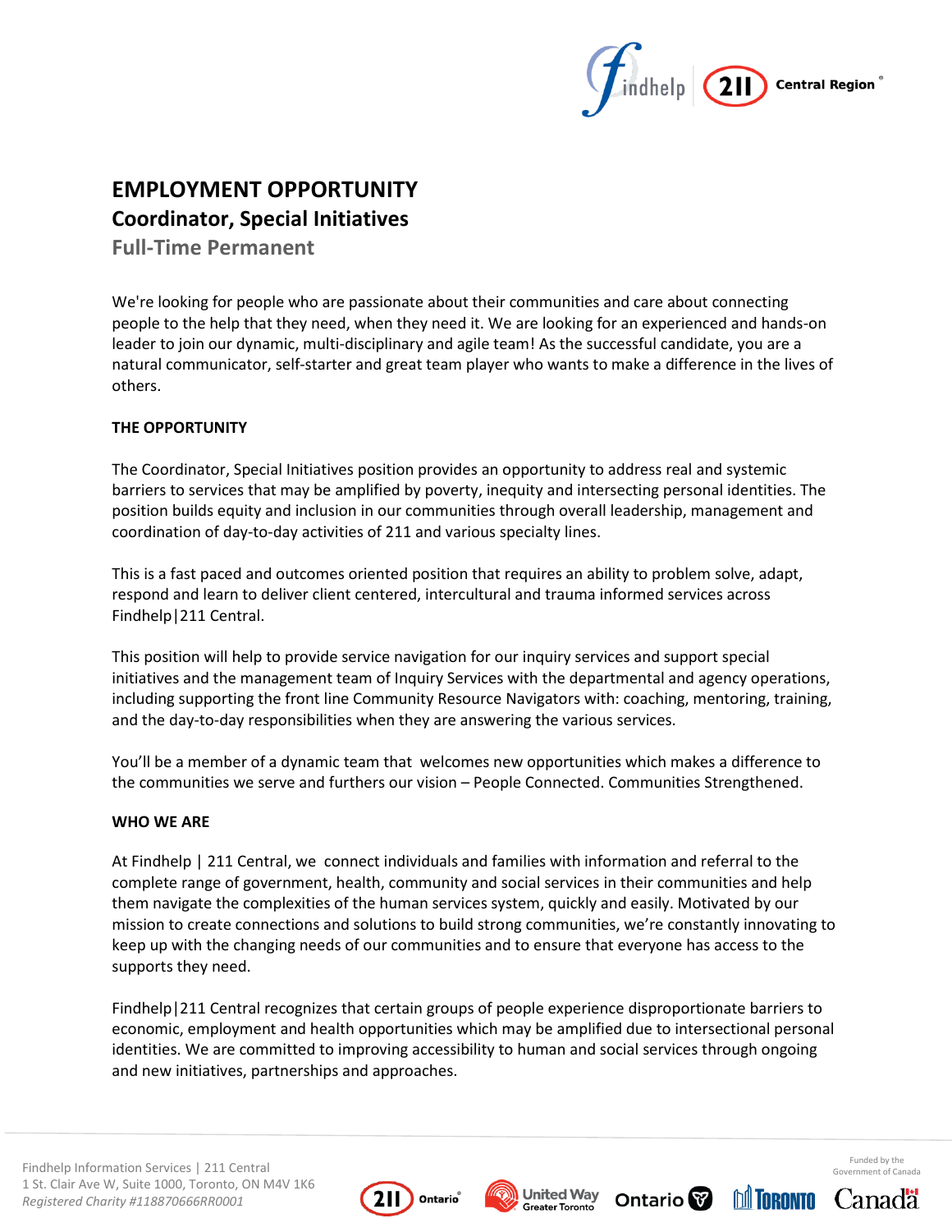# EMPLOYMENT OPPORTUNITY

## Coordinator, Special Initiatives

### Full-Time Permanent

We're looking for people who are passionate about their communities and care about connecting people to the help that they need, when they need it. We are looking for an experienced and hands-on leader to join our dynamic, multi-disciplinary and agile team! As the successful candidate, you are a natural communicator, self-starter and great team player who wants to make a difference in the lives of others.

**THE OPPORTUNITY**

The Coordinator, Special Initiatives position provides an opportunity to address real and systemic barriers to services that may be amplified by poverty, inequity and intersecting personal identities. The position builds equity and inclusion in our communities through overall leadership, management and coordination of day-to-day activities of 211 and various specialty lines.

This is a fast paced and outcomes oriented position that requires an ability to problem solve, adapt, respond and learn to deliver client centered, intercultural and trauma informed services across Findhelp|211 Central.

This position will help to provide service navigation for our inquiry services and support special initiatives and the management team of Inquiry Services with the departmental and agency operations, including supporting the front line Community Resource Navigators with: coaching, mentoring, training, and the day-to-day responsibilities when they are answering the various services.

You'll be a member of a dynamic team that welcomes new opportunities which makes a difference to the communities we serve and furthers our vision – People Connected. Communities Strengthened.

**WHO WE ARE**

At Findhelp | 211 Central, we connect individuals and families with information and referral to the complete range of government, health, community and social services in their communities and help them navigate the complexities of the human services system, quickly and easily. Motivated by our mission to create connections and solutions to build strong communities, we're constantly innovating to keep up with the changing needs of our communities and to ensure that everyone has access to the supports they need.

Findhelp|211 Central recognizes that certain groups of people experience disproportionate barriers to economic, employment and health opportunities which may be amplified due to intersectional personal identities. We are committed to improving accessibility to human and social services through ongoing and new initiatives, partnerships and approaches.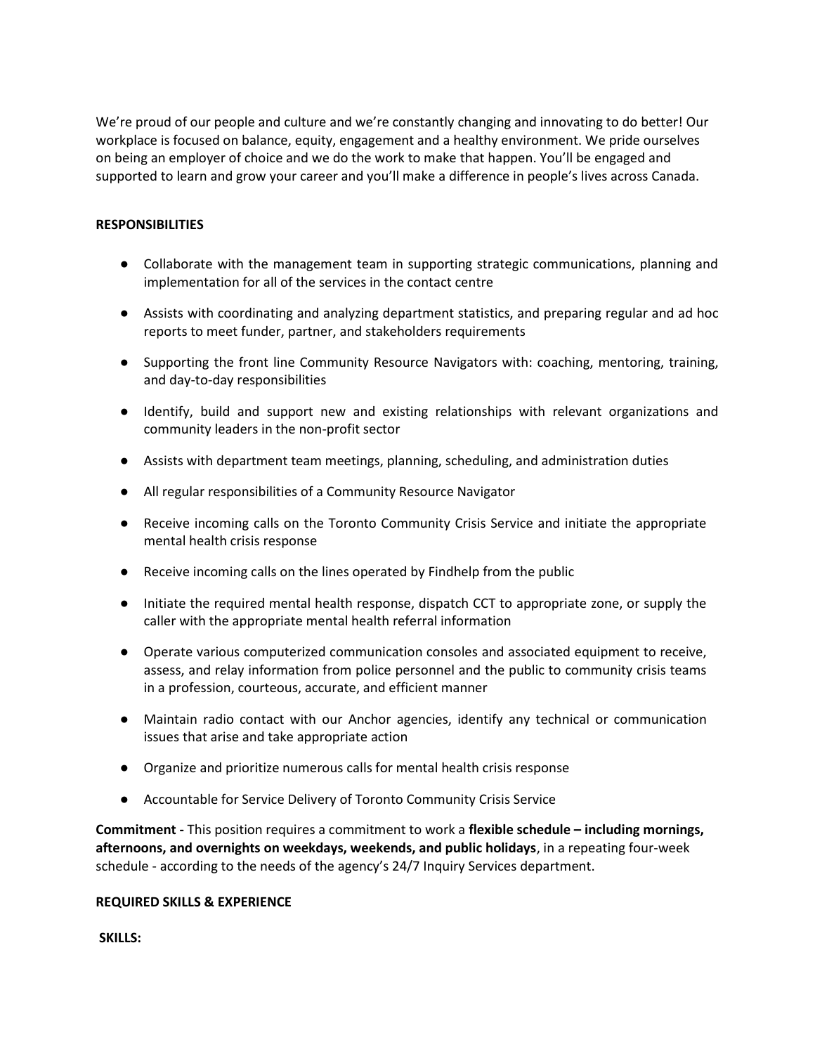We're proud of our people and culture and we're constantly changing and innovating to do better! Our workplace is focused on balance, equity, engagement and a healthy environment. We pride ourselves on being an employer of choice and we do the work to make that happen. You'll be engaged and supported to learn and grow your career and you'll make a difference in people's lives across Canada.

**RESPONSIBILITIES**

- Collaborate with the management team in supporting strategic communications, planning and implementation for all of the services in the contact centre
- Assists with coordinating and analyzing department statistics, and preparing regular and ad hoc reports to meet funder, partner, and stakeholders requirements
- Supporting the front line Community Resource Navigators with: coaching, mentoring, training, and day-to-day responsibilities
- Identify, build and support new and existing relationships with relevant organizations and community leaders in the non-profit sector
- Assists with department team meetings, planning, scheduling, and administration duties
- All regular responsibilities of a Community Resource Navigator
- Receive incoming calls on the Toronto Community Crisis Service and initiate the appropriate mental health crisis response
- Receive incoming calls on the lines operated by Findhelp from the public
- Initiate the required mental health response, dispatch CCT to appropriate zone, or supply the caller with the appropriate mental health referral information
- Operate various computerized communication consoles and associated equipment to receive, assess, and relay information from police personnel and the public to community crisis teams in a profession, courteous, accurate, and efficient manner
- Maintain radio contact with our Anchor agencies, identify any technical or communication issues that arise and take appropriate action
- Organize and prioritize numerous calls for mental health crisis response
- Accountable for Service Delivery of Toronto Community Crisis Service

**Commitment -** This position requires a commitment to work a **flexible schedule – including mornings, afternoons, and overnights on weekdays, weekends, and public holidays**, in a repeating four-week schedule - according to the needs of the agency's 24/7 Inquiry Services department.

**REQUIRED SKILLS & EXPERIENCE**

**SKILLS:**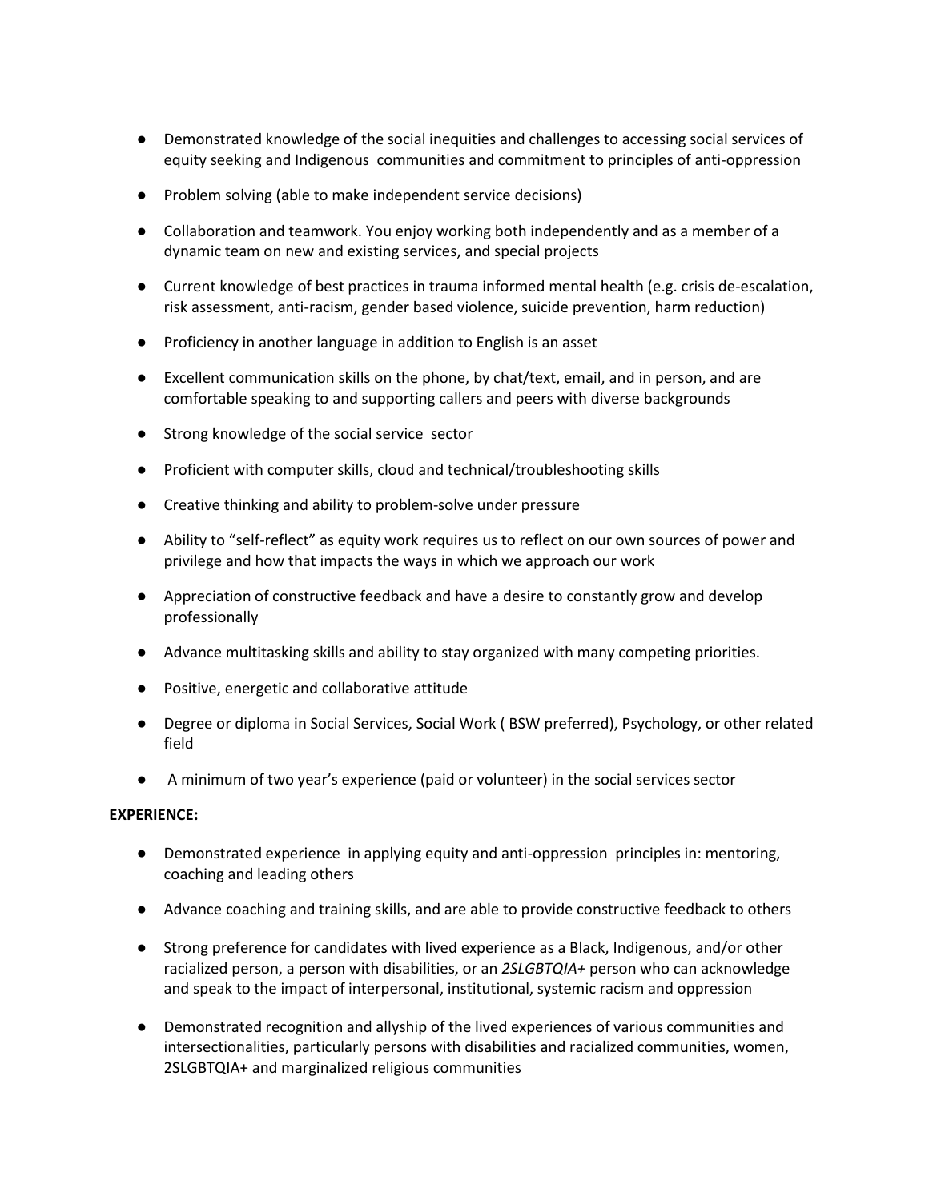- Demonstrated knowledge of the social inequities and challenges to accessing social services of equity seeking and Indigenous communities and commitment to principles of anti-oppression
- Problem solving (able to make independent service decisions)
- Collaboration and teamwork. You enjoy working both independently and as a member of a dynamic team on new and existing services, and special projects
- Current knowledge of best practices in trauma informed mental health (e.g. crisis de-escalation, risk assessment, anti-racism, gender based violence, suicide prevention, harm reduction)
- Proficiency in another language in addition to English is an asset
- Excellent communication skills on the phone, by chat/text, email, and in person, and are comfortable speaking to and supporting callers and peers with diverse backgrounds
- Strong knowledge of the social service sector
- Proficient with computer skills, cloud and technical/troubleshooting skills
- Creative thinking and ability to problem-solve under pressure
- Ability to "self-reflect" as equity work requires us to reflect on our own sources of power and privilege and how that impacts the ways in which we approach our work
- Appreciation of constructive feedback and have a desire to constantly grow and develop professionally
- Advance multitasking skills and ability to stay organized with many competing priorities.
- Positive, energetic and collaborative attitude
- Degree or diploma in Social Services, Social Work ( BSW preferred), Psychology, or other related field
- A minimum of two year's experience (paid or volunteer) in the social services sector

**EXPERIENCE:**

- Demonstrated experience in applying equity and anti-oppression principles in: mentoring, coaching and leading others
- Advance coaching and training skills, and are able to provide constructive feedback to others
- Strong preference for candidates with lived experience as a Black, Indigenous, and/or other racialized person, a person with disabilities, or an *2SLGBTQIA+* person who can acknowledge and speak to the impact of interpersonal, institutional, systemic racism and oppression
- Demonstrated recognition and allyship of the lived experiences of various communities and intersectionalities, particularly persons with disabilities and racialized communities, women, 2SLGBTQIA+ and marginalized religious communities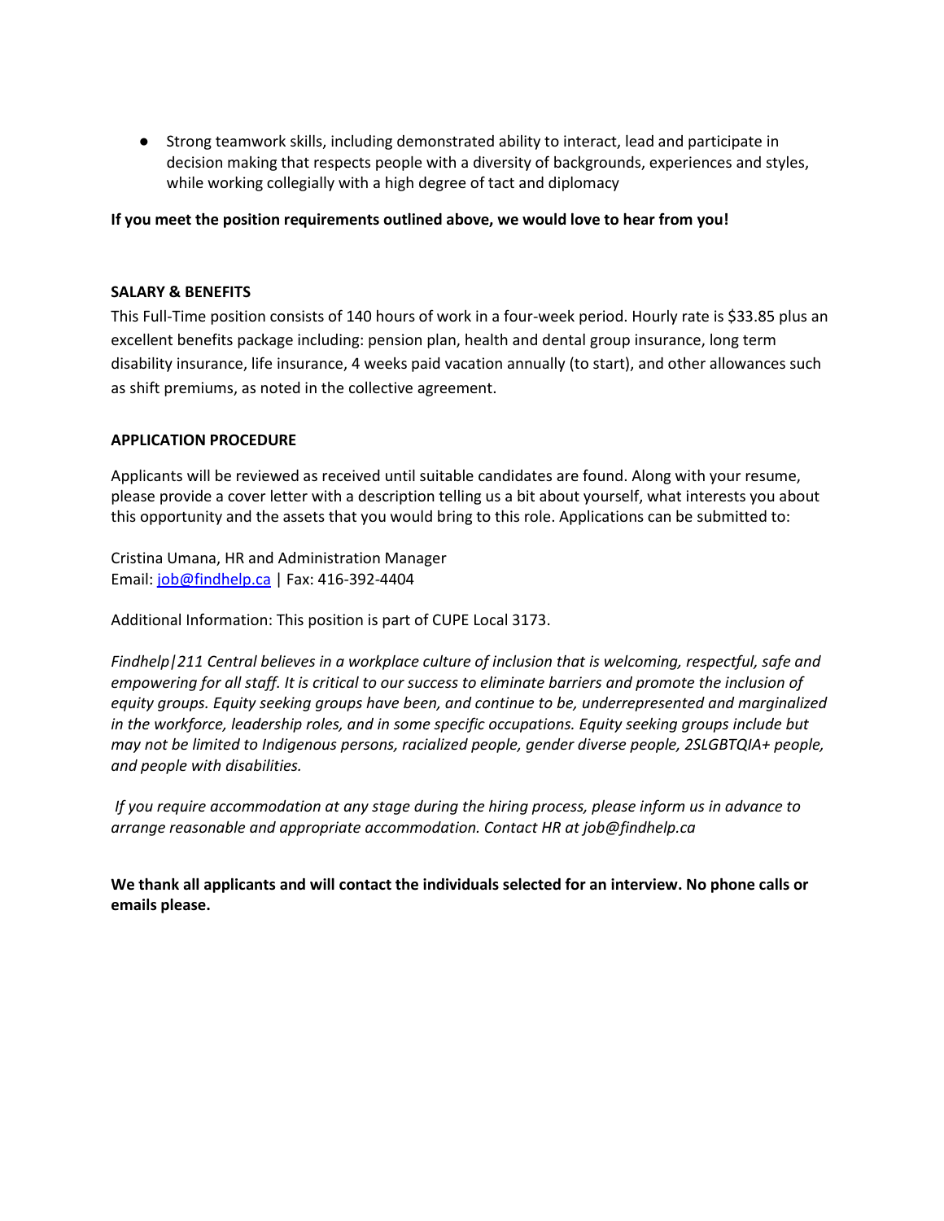- Strong teamwork skills, including demonstrated ability to interact, lead and participate in decision making that respects people with a diversity of backgrounds, experiences and styles, while working collegially with a high degree of tact and diplomacy

**If you meet the position requirements outlined above, we would love to hear from you!**

**SALARY & BENEFITS**

This Full-Time position consists of 140 hours of work in a four-week period. Hourly rate is $33.85 plus an excellent benefits package including: pension plan, health and dental group insurance, long term disability insurance, life insurance, 4 weeks paid vacation annually (to start), and other allowances such as shift premiums, as noted in the collective agreement.

**APPLICATION PROCEDURE**

Applicants will be reviewed as received until suitable candidates are found. Along with your resume, please provide a cover letter with a description telling us a bit about yourself, what interests you about this opportunity and the assets that you would bring to this role. Applications can be submitted to:

Cristina Umana, HR and Administration Manager
Email: [job@findhelp.ca](mailto:job@findhelp.ca) | Fax: 416-392-4404

Additional Information: This position is part of CUPE Local 3173.

*Findhelp|211 Central believes in a workplace culture of inclusion that is welcoming, respectful, safe and empowering for all staff. It is critical to our success to eliminate barriers and promote the inclusion of equity groups. Equity seeking groups have been, and continue to be, underrepresented and marginalized in the workforce, leadership roles, and in some specific occupations. Equity seeking groups include but may not be limited to Indigenous persons, racialized people, gender diverse people, 2SLGBTQIA+ people, and people with disabilities.*

*If you require accommodation at any stage during the hiring process, please inform us in advance to arrange reasonable and appropriate accommodation. Contact HR at job@findhelp.ca*

**We thank all applicants and will contact the individuals selected for an interview. No phone calls or emails please.**